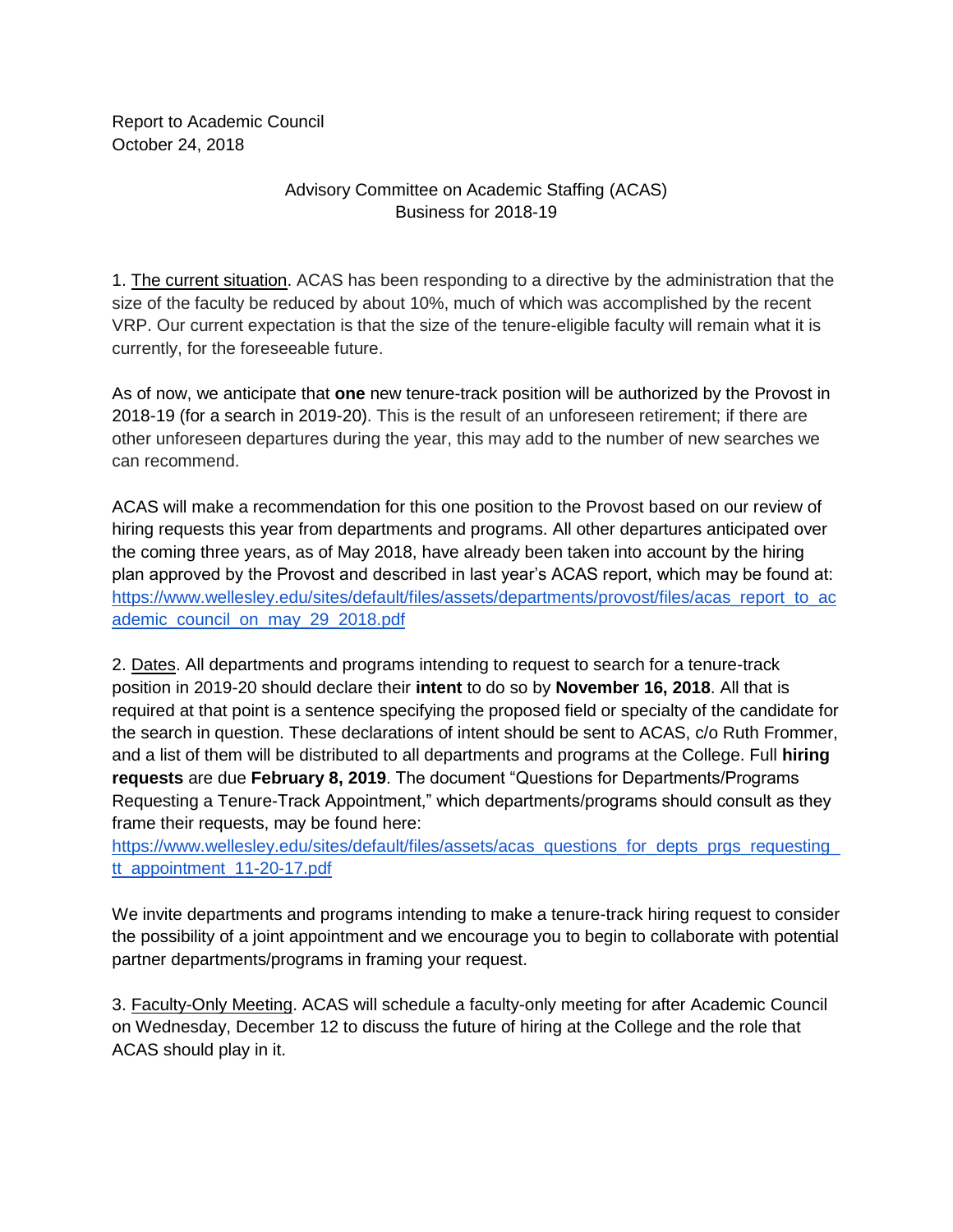Report to Academic Council
October 24, 2018

Advisory Committee on Academic Staffing (ACAS)
Business for 2018-19

1. The current situation. ACAS has been responding to a directive by the administration that the size of the faculty be reduced by about 10%, much of which was accomplished by the recent VRP. Our current expectation is that the size of the tenure-eligible faculty will remain what it is currently, for the foreseeable future.

As of now, we anticipate that **one** new tenure-track position will be authorized by the Provost in 2018-19 (for a search in 2019-20). This is the result of an unforeseen retirement; if there are other unforeseen departures during the year, this may add to the number of new searches we can recommend.

ACAS will make a recommendation for this one position to the Provost based on our review of hiring requests this year from departments and programs. All other departures anticipated over the coming three years, as of May 2018, have already been taken into account by the hiring plan approved by the Provost and described in last year's ACAS report, which may be found at: https://www.wellesley.edu/sites/default/files/assets/departments/provost/files/acas_report_to_academic_council_on_may_29_2018.pdf

2. Dates. All departments and programs intending to request to search for a tenure-track position in 2019-20 should declare their **intent** to do so by **November 16, 2018**. All that is required at that point is a sentence specifying the proposed field or specialty of the candidate for the search in question. These declarations of intent should be sent to ACAS, c/o Ruth Frommer, and a list of them will be distributed to all departments and programs at the College. Full **hiring requests** are due **February 8, 2019**. The document "Questions for Departments/Programs Requesting a Tenure-Track Appointment," which departments/programs should consult as they frame their requests, may be found here: https://www.wellesley.edu/sites/default/files/assets/acas_questions_for_depts_prgs_requesting_tt_appointment_11-20-17.pdf

We invite departments and programs intending to make a tenure-track hiring request to consider the possibility of a joint appointment and we encourage you to begin to collaborate with potential partner departments/programs in framing your request.

3. Faculty-Only Meeting. ACAS will schedule a faculty-only meeting for after Academic Council on Wednesday, December 12 to discuss the future of hiring at the College and the role that ACAS should play in it.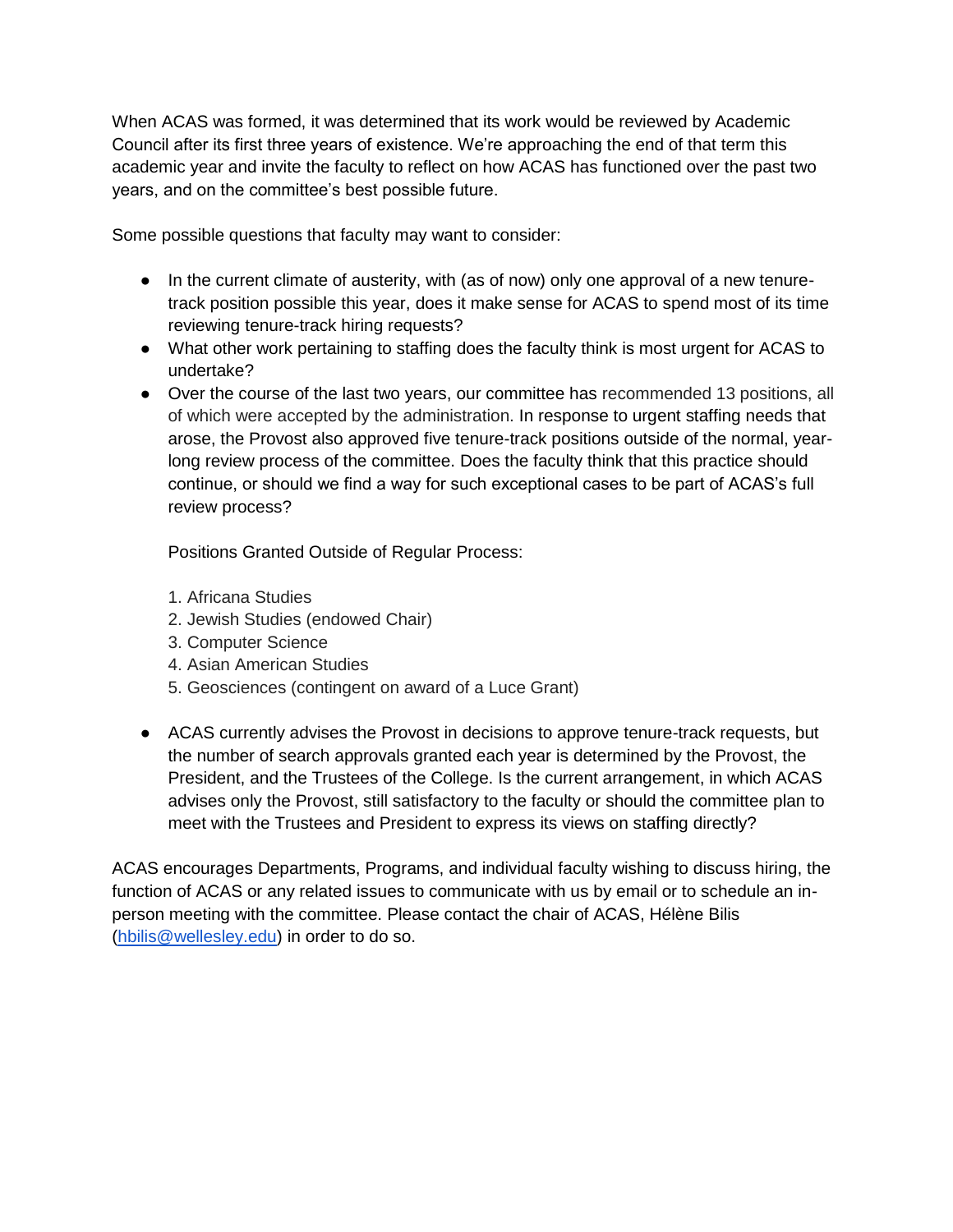When ACAS was formed, it was determined that its work would be reviewed by Academic Council after its first three years of existence. We're approaching the end of that term this academic year and invite the faculty to reflect on how ACAS has functioned over the past two years, and on the committee's best possible future.

Some possible questions that faculty may want to consider:

- In the current climate of austerity, with (as of now) only one approval of a new tenure-track position possible this year, does it make sense for ACAS to spend most of its time reviewing tenure-track hiring requests?
- What other work pertaining to staffing does the faculty think is most urgent for ACAS to undertake?
- Over the course of the last two years, our committee has recommended 13 positions, all of which were accepted by the administration. In response to urgent staffing needs that arose, the Provost also approved five tenure-track positions outside of the normal, year-long review process of the committee. Does the faculty think that this practice should continue, or should we find a way for such exceptional cases to be part of ACAS's full review process?

  Positions Granted Outside of Regular Process:

  1. Africana Studies
  2. Jewish Studies (endowed Chair)
  3. Computer Science
  4. Asian American Studies
  5. Geosciences (contingent on award of a Luce Grant)

- ACAS currently advises the Provost in decisions to approve tenure-track requests, but the number of search approvals granted each year is determined by the Provost, the President, and the Trustees of the College. Is the current arrangement, in which ACAS advises only the Provost, still satisfactory to the faculty or should the committee plan to meet with the Trustees and President to express its views on staffing directly?

ACAS encourages Departments, Programs, and individual faculty wishing to discuss hiring, the function of ACAS or any related issues to communicate with us by email or to schedule an in-person meeting with the committee. Please contact the chair of ACAS, Hélène Bilis (hbilis@wellesley.edu) in order to do so.